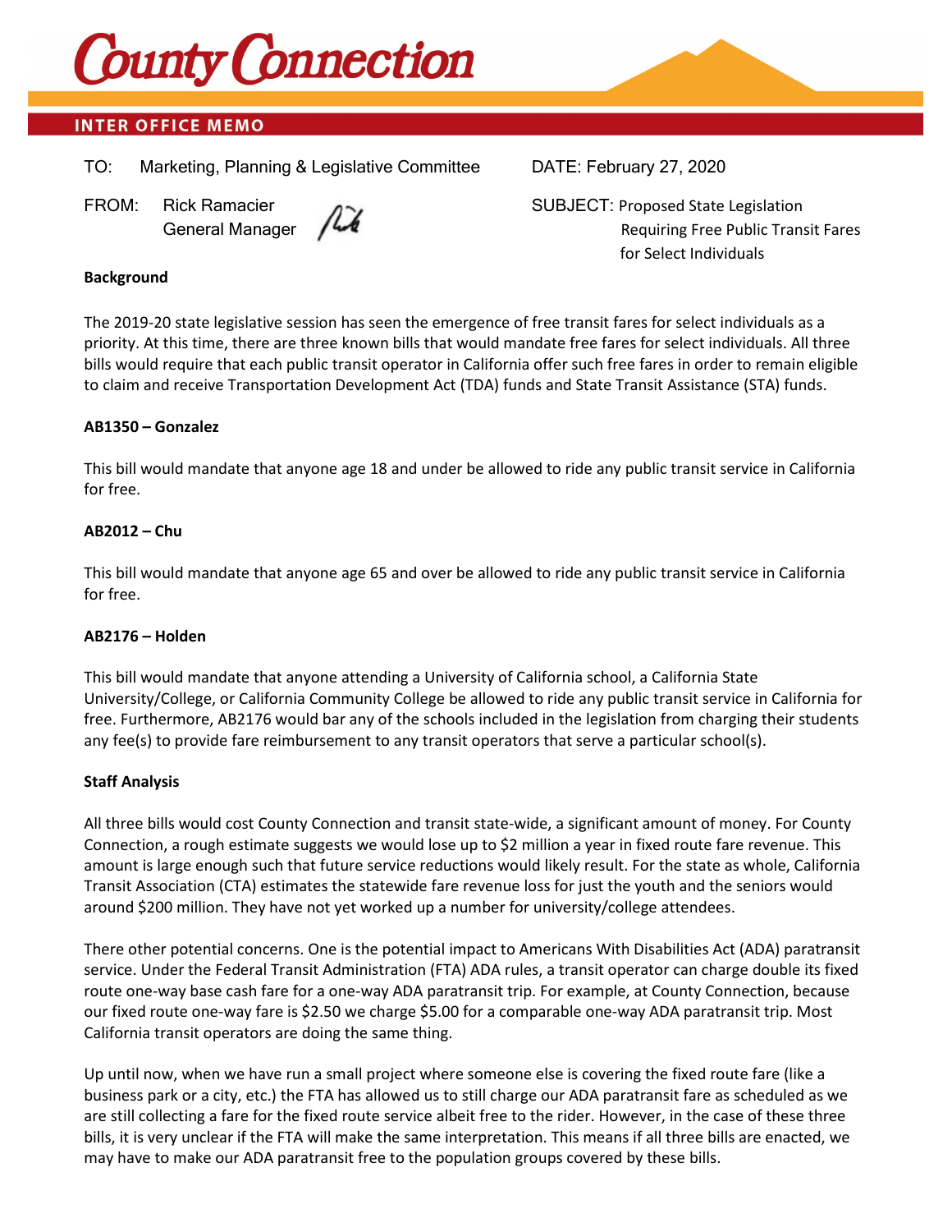# County Connection

## INTER OFFICE MEMO

TO: Marketing, Planning & Legislative Committee

DATE: February 27, 2020

FROM: Rick Ramacier
General Manager

SUBJECT: Proposed State Legislation Requiring Free Public Transit Fares for Select Individuals

**Background**

The 2019-20 state legislative session has seen the emergence of free transit fares for select individuals as a priority. At this time, there are three known bills that would mandate free fares for select individuals. All three bills would require that each public transit operator in California offer such free fares in order to remain eligible to claim and receive Transportation Development Act (TDA) funds and State Transit Assistance (STA) funds.

**AB1350 – Gonzalez**

This bill would mandate that anyone age 18 and under be allowed to ride any public transit service in California for free.

**AB2012 – Chu**

This bill would mandate that anyone age 65 and over be allowed to ride any public transit service in California for free.

**AB2176 – Holden**

This bill would mandate that anyone attending a University of California school, a California State University/College, or California Community College be allowed to ride any public transit service in California for free. Furthermore, AB2176 would bar any of the schools included in the legislation from charging their students any fee(s) to provide fare reimbursement to any transit operators that serve a particular school(s).

**Staff Analysis**

All three bills would cost County Connection and transit state-wide, a significant amount of money. For County Connection, a rough estimate suggests we would lose up to $2 million a year in fixed route fare revenue. This amount is large enough such that future service reductions would likely result. For the state as whole, California Transit Association (CTA) estimates the statewide fare revenue loss for just the youth and the seniors would around $200 million. They have not yet worked up a number for university/college attendees.

There other potential concerns. One is the potential impact to Americans With Disabilities Act (ADA) paratransit service. Under the Federal Transit Administration (FTA) ADA rules, a transit operator can charge double its fixed route one-way base cash fare for a one-way ADA paratransit trip. For example, at County Connection, because our fixed route one-way fare is $2.50 we charge $5.00 for a comparable one-way ADA paratransit trip. Most California transit operators are doing the same thing.

Up until now, when we have run a small project where someone else is covering the fixed route fare (like a business park or a city, etc.) the FTA has allowed us to still charge our ADA paratransit fare as scheduled as we are still collecting a fare for the fixed route service albeit free to the rider. However, in the case of these three bills, it is very unclear if the FTA will make the same interpretation. This means if all three bills are enacted, we may have to make our ADA paratransit free to the population groups covered by these bills.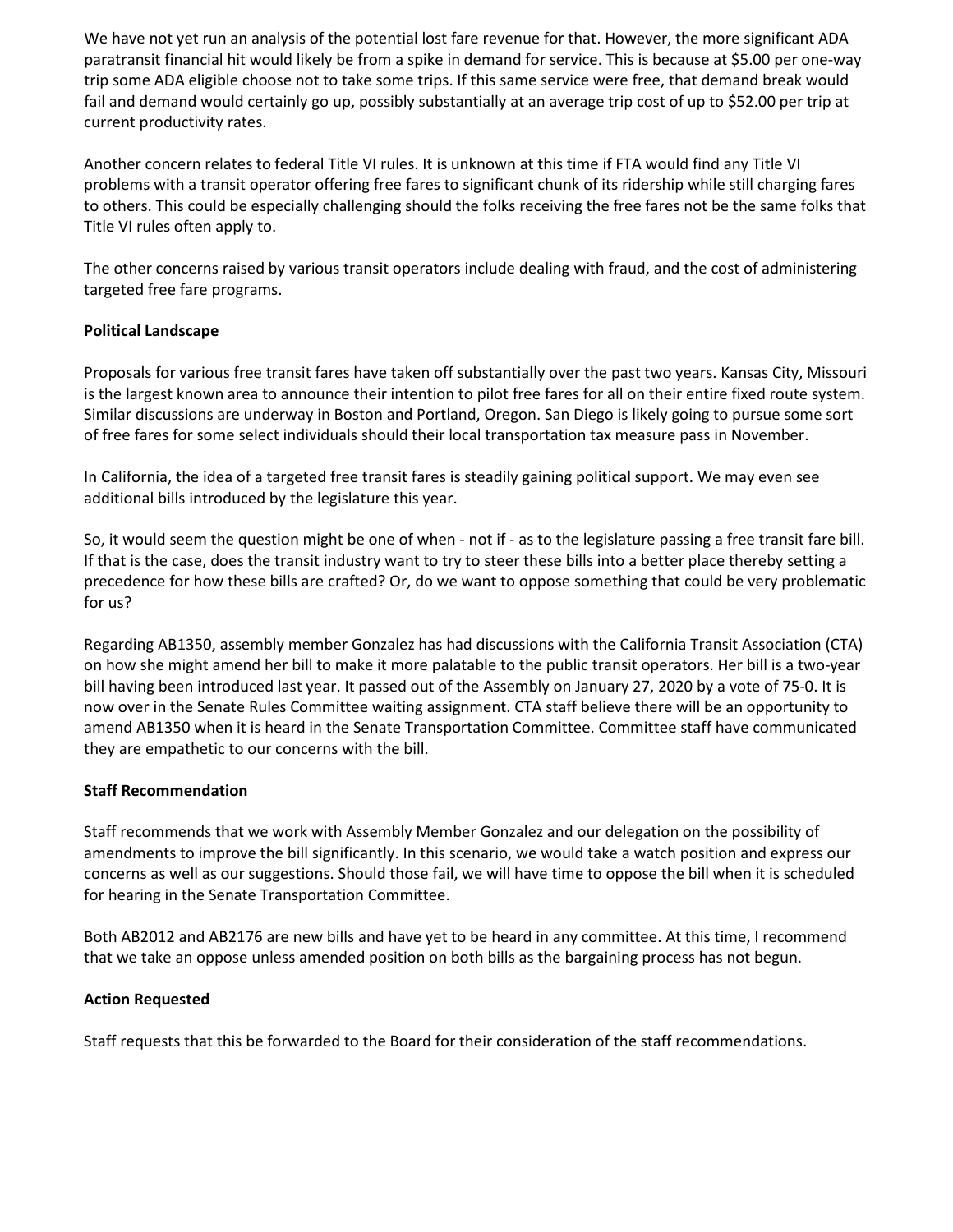We have not yet run an analysis of the potential lost fare revenue for that. However, the more significant ADA paratransit financial hit would likely be from a spike in demand for service. This is because at $5.00 per one-way trip some ADA eligible choose not to take some trips. If this same service were free, that demand break would fail and demand would certainly go up, possibly substantially at an average trip cost of up to $52.00 per trip at current productivity rates.

Another concern relates to federal Title VI rules. It is unknown at this time if FTA would find any Title VI problems with a transit operator offering free fares to significant chunk of its ridership while still charging fares to others. This could be especially challenging should the folks receiving the free fares not be the same folks that Title VI rules often apply to.

The other concerns raised by various transit operators include dealing with fraud, and the cost of administering targeted free fare programs.

**Political Landscape**

Proposals for various free transit fares have taken off substantially over the past two years. Kansas City, Missouri is the largest known area to announce their intention to pilot free fares for all on their entire fixed route system. Similar discussions are underway in Boston and Portland, Oregon. San Diego is likely going to pursue some sort of free fares for some select individuals should their local transportation tax measure pass in November.

In California, the idea of a targeted free transit fares is steadily gaining political support. We may even see additional bills introduced by the legislature this year.

So, it would seem the question might be one of when - not if - as to the legislature passing a free transit fare bill. If that is the case, does the transit industry want to try to steer these bills into a better place thereby setting a precedence for how these bills are crafted? Or, do we want to oppose something that could be very problematic for us?

Regarding AB1350, assembly member Gonzalez has had discussions with the California Transit Association (CTA) on how she might amend her bill to make it more palatable to the public transit operators. Her bill is a two-year bill having been introduced last year. It passed out of the Assembly on January 27, 2020 by a vote of 75-0. It is now over in the Senate Rules Committee waiting assignment. CTA staff believe there will be an opportunity to amend AB1350 when it is heard in the Senate Transportation Committee. Committee staff have communicated they are empathetic to our concerns with the bill.

**Staff Recommendation**

Staff recommends that we work with Assembly Member Gonzalez and our delegation on the possibility of amendments to improve the bill significantly. In this scenario, we would take a watch position and express our concerns as well as our suggestions. Should those fail, we will have time to oppose the bill when it is scheduled for hearing in the Senate Transportation Committee.

Both AB2012 and AB2176 are new bills and have yet to be heard in any committee. At this time, I recommend that we take an oppose unless amended position on both bills as the bargaining process has not begun.

**Action Requested**

Staff requests that this be forwarded to the Board for their consideration of the staff recommendations.